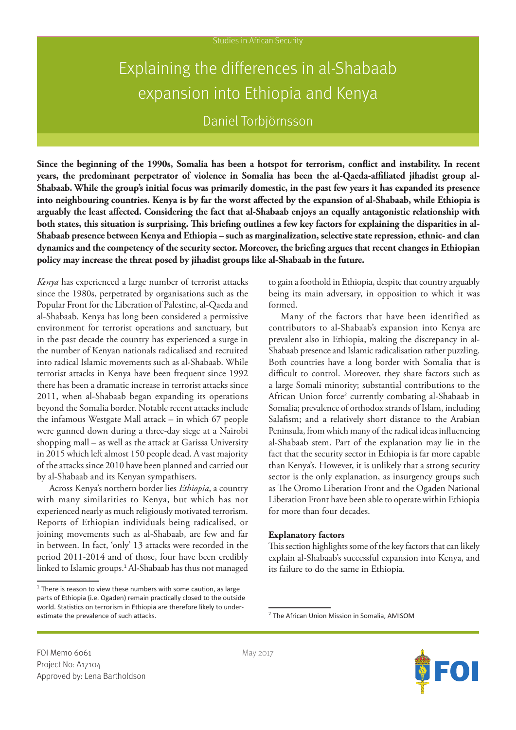Studies in African Security

# Explaining the differences in al-Shabaab expansion into Ethiopia and Kenya

Daniel Torbjörnsson

**Since the beginning of the 1990s, Somalia has been a hotspot for terrorism, conflict and instability. In recent years, the predominant perpetrator of violence in Somalia has been the al-Qaeda-affiliated jihadist group al-Shabaab. While the group's initial focus was primarily domestic, in the past few years it has expanded its presence into neighbouring countries. Kenya is by far the worst affected by the expansion of al-Shabaab, while Ethiopia is arguably the least affected. Considering the fact that al-Shabaab enjoys an equally antagonistic relationship with both states, this situation is surprising. This briefing outlines a few key factors for explaining the disparities in al-Shabaab presence between Kenya and Ethiopia – such as marginalization, selective state repression, ethnic- and clan dynamics and the competency of the security sector. Moreover, the briefing argues that recent changes in Ethiopian policy may increase the threat posed by jihadist groups like al-Shabaab in the future.**

*Kenya* has experienced a large number of terrorist attacks since the 1980s, perpetrated by organisations such as the Popular Front for the Liberation of Palestine, al-Qaeda and al-Shabaab. Kenya has long been considered a permissive environment for terrorist operations and sanctuary, but in the past decade the country has experienced a surge in the number of Kenyan nationals radicalised and recruited into radical Islamic movements such as al-Shabaab. While terrorist attacks in Kenya have been frequent since 1992 there has been a dramatic increase in terrorist attacks since 2011, when al-Shabaab began expanding its operations beyond the Somalia border. Notable recent attacks include the infamous Westgate Mall attack – in which 67 people were gunned down during a three-day siege at a Nairobi shopping mall – as well as the attack at Garissa University in 2015 which left almost 150 people dead. A vast majority of the attacks since 2010 have been planned and carried out by al-Shabaab and its Kenyan sympathisers.

Across Kenya's northern border lies *Ethiopia*, a country with many similarities to Kenya, but which has not experienced nearly as much religiously motivated terrorism. Reports of Ethiopian individuals being radicalised, or joining movements such as al-Shabaab, are few and far in between. In fact, 'only' 13 attacks were recorded in the period 2011-2014 and of those, four have been credibly linked to Islamic groups.[1] Al-Shabaab has thus not managed to gain a foothold in Ethiopia, despite that country arguably being its main adversary, in opposition to which it was formed.

Many of the factors that have been identified as contributors to al-Shabaab's expansion into Kenya are prevalent also in Ethiopia, making the discrepancy in al-Shabaab presence and Islamic radicalisation rather puzzling. Both countries have a long border with Somalia that is difficult to control. Moreover, they share factors such as a large Somali minority; substantial contributions to the African Union force[2] currently combating al-Shabaab in Somalia; prevalence of orthodox strands of Islam, including Salafism; and a relatively short distance to the Arabian Peninsula, from which many of the radical ideas influencing al-Shabaab stem. Part of the explanation may lie in the fact that the security sector in Ethiopia is far more capable than Kenya's. However, it is unlikely that a strong security sector is the only explanation, as insurgency groups such as The Oromo Liberation Front and the Ogaden National Liberation Front have been able to operate within Ethiopia for more than four decades.

**Explanatory factors**

This section highlights some of the key factors that can likely explain al-Shabaab's successful expansion into Kenya, and its failure to do the same in Ethiopia.

[1] There is reason to view these numbers with some caution, as large parts of Ethiopia (i.e. Ogaden) remain practically closed to the outside world. Statistics on terrorism in Ethiopia are therefore likely to under-estimate the prevalence of such attacks.

[2] The African Union Mission in Somalia, AMISOM

FOI Memo 6061
Project No: A17104
Approved by: Lena Bartholdson

May 2017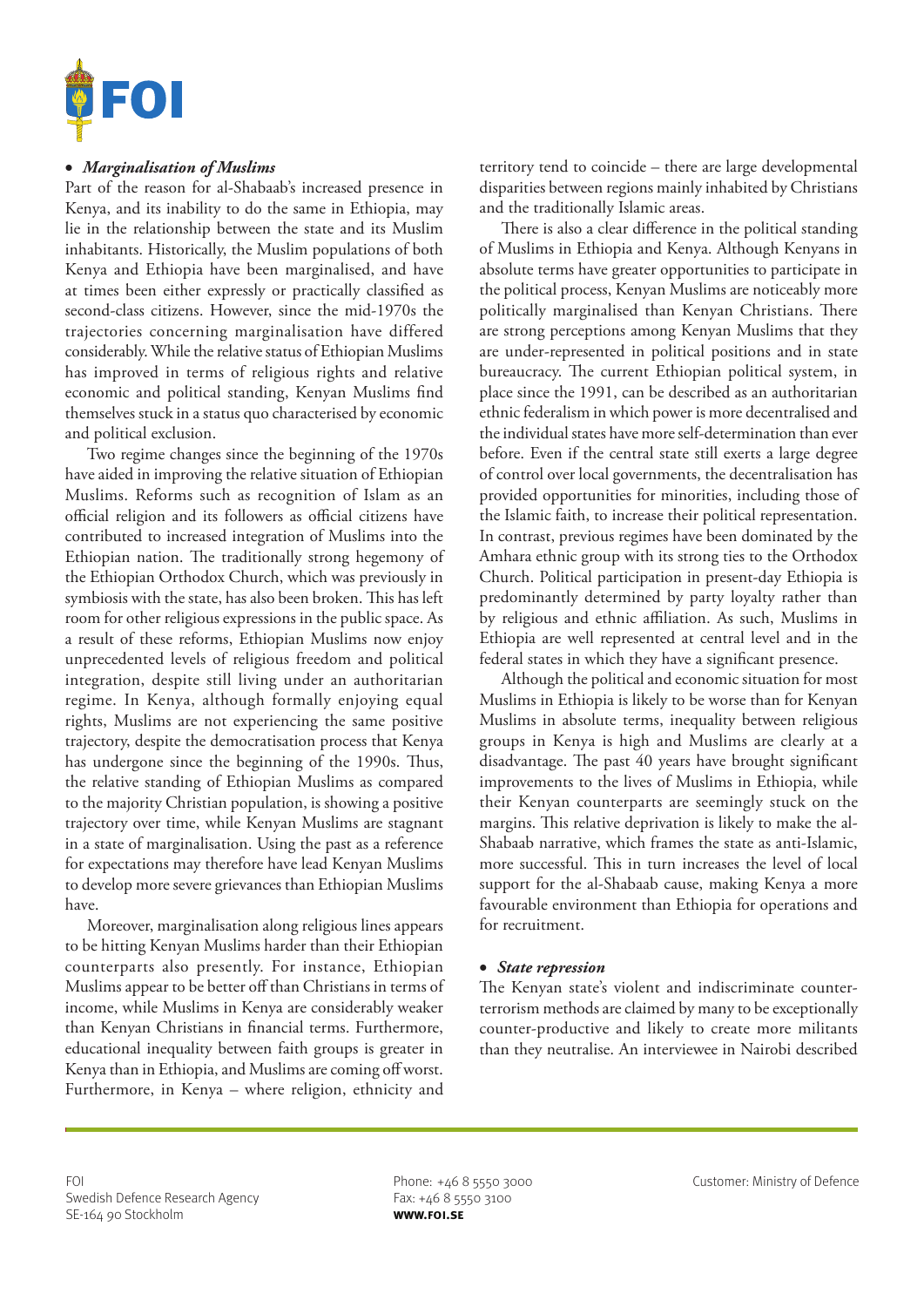- ***Marginalisation of Muslims***

Part of the reason for al-Shabaab's increased presence in Kenya, and its inability to do the same in Ethiopia, may lie in the relationship between the state and its Muslim inhabitants. Historically, the Muslim populations of both Kenya and Ethiopia have been marginalised, and have at times been either expressly or practically classified as second-class citizens. However, since the mid-1970s the trajectories concerning marginalisation have differed considerably. While the relative status of Ethiopian Muslims has improved in terms of religious rights and relative economic and political standing, Kenyan Muslims find themselves stuck in a status quo characterised by economic and political exclusion.

Two regime changes since the beginning of the 1970s have aided in improving the relative situation of Ethiopian Muslims. Reforms such as recognition of Islam as an official religion and its followers as official citizens have contributed to increased integration of Muslims into the Ethiopian nation. The traditionally strong hegemony of the Ethiopian Orthodox Church, which was previously in symbiosis with the state, has also been broken. This has left room for other religious expressions in the public space. As a result of these reforms, Ethiopian Muslims now enjoy unprecedented levels of religious freedom and political integration, despite still living under an authoritarian regime. In Kenya, although formally enjoying equal rights, Muslims are not experiencing the same positive trajectory, despite the democratisation process that Kenya has undergone since the beginning of the 1990s. Thus, the relative standing of Ethiopian Muslims as compared to the majority Christian population, is showing a positive trajectory over time, while Kenyan Muslims are stagnant in a state of marginalisation. Using the past as a reference for expectations may therefore have lead Kenyan Muslims to develop more severe grievances than Ethiopian Muslims have.

Moreover, marginalisation along religious lines appears to be hitting Kenyan Muslims harder than their Ethiopian counterparts also presently. For instance, Ethiopian Muslims appear to be better off than Christians in terms of income, while Muslims in Kenya are considerably weaker than Kenyan Christians in financial terms. Furthermore, educational inequality between faith groups is greater in Kenya than in Ethiopia, and Muslims are coming off worst. Furthermore, in Kenya – where religion, ethnicity and territory tend to coincide – there are large developmental disparities between regions mainly inhabited by Christians and the traditionally Islamic areas.

There is also a clear difference in the political standing of Muslims in Ethiopia and Kenya. Although Kenyans in absolute terms have greater opportunities to participate in the political process, Kenyan Muslims are noticeably more politically marginalised than Kenyan Christians. There are strong perceptions among Kenyan Muslims that they are under-represented in political positions and in state bureaucracy. The current Ethiopian political system, in place since the 1991, can be described as an authoritarian ethnic federalism in which power is more decentralised and the individual states have more self-determination than ever before. Even if the central state still exerts a large degree of control over local governments, the decentralisation has provided opportunities for minorities, including those of the Islamic faith, to increase their political representation. In contrast, previous regimes have been dominated by the Amhara ethnic group with its strong ties to the Orthodox Church. Political participation in present-day Ethiopia is predominantly determined by party loyalty rather than by religious and ethnic affiliation. As such, Muslims in Ethiopia are well represented at central level and in the federal states in which they have a significant presence.

Although the political and economic situation for most Muslims in Ethiopia is likely to be worse than for Kenyan Muslims in absolute terms, inequality between religious groups in Kenya is high and Muslims are clearly at a disadvantage. The past 40 years have brought significant improvements to the lives of Muslims in Ethiopia, while their Kenyan counterparts are seemingly stuck on the margins. This relative deprivation is likely to make the al-Shabaab narrative, which frames the state as anti-Islamic, more successful. This in turn increases the level of local support for the al-Shabaab cause, making Kenya a more favourable environment than Ethiopia for operations and for recruitment.

- ***State repression***

The Kenyan state's violent and indiscriminate counter-terrorism methods are claimed by many to be exceptionally counter-productive and likely to create more militants than they neutralise. An interviewee in Nairobi described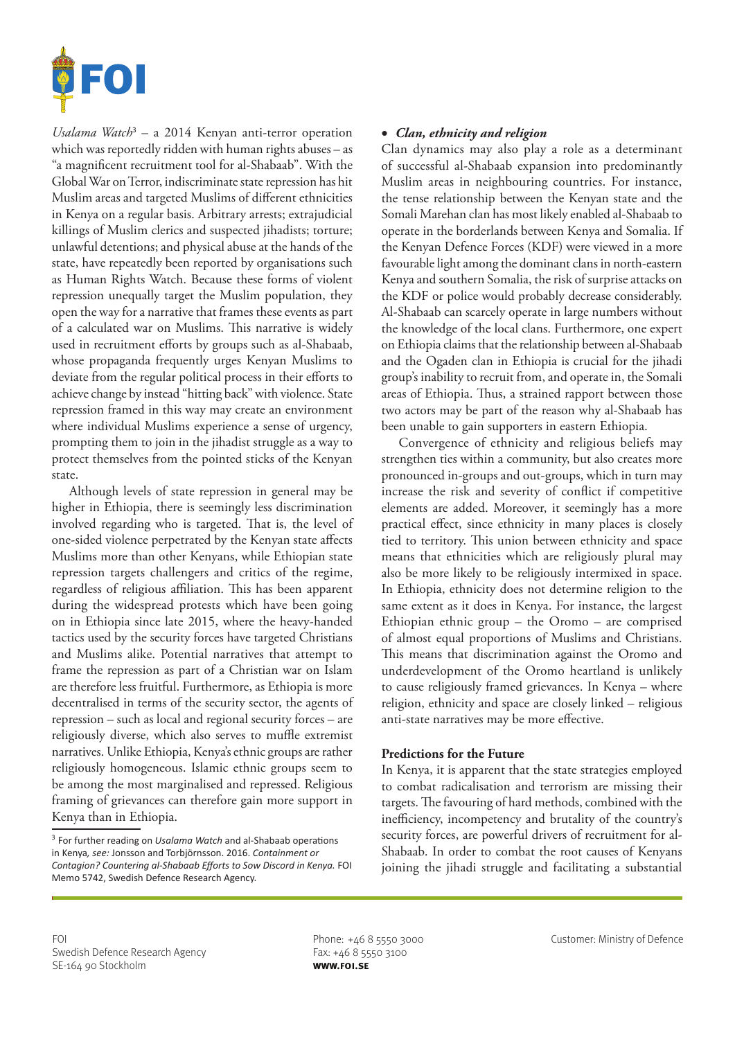*Usalama Watch*[3] – a 2014 Kenyan anti-terror operation which was reportedly ridden with human rights abuses – as "a magnificent recruitment tool for al-Shabaab". With the Global War on Terror, indiscriminate state repression has hit Muslim areas and targeted Muslims of different ethnicities in Kenya on a regular basis. Arbitrary arrests; extrajudicial killings of Muslim clerics and suspected jihadists; torture; unlawful detentions; and physical abuse at the hands of the state, have repeatedly been reported by organisations such as Human Rights Watch. Because these forms of violent repression unequally target the Muslim population, they open the way for a narrative that frames these events as part of a calculated war on Muslims. This narrative is widely used in recruitment efforts by groups such as al-Shabaab, whose propaganda frequently urges Kenyan Muslims to deviate from the regular political process in their efforts to achieve change by instead "hitting back" with violence. State repression framed in this way may create an environment where individual Muslims experience a sense of urgency, prompting them to join in the jihadist struggle as a way to protect themselves from the pointed sticks of the Kenyan state.

Although levels of state repression in general may be higher in Ethiopia, there is seemingly less discrimination involved regarding who is targeted. That is, the level of one-sided violence perpetrated by the Kenyan state affects Muslims more than other Kenyans, while Ethiopian state repression targets challengers and critics of the regime, regardless of religious affiliation. This has been apparent during the widespread protests which have been going on in Ethiopia since late 2015, where the heavy-handed tactics used by the security forces have targeted Christians and Muslims alike. Potential narratives that attempt to frame the repression as part of a Christian war on Islam are therefore less fruitful. Furthermore, as Ethiopia is more decentralised in terms of the security sector, the agents of repression – such as local and regional security forces – are religiously diverse, which also serves to muffle extremist narratives. Unlike Ethiopia, Kenya's ethnic groups are rather religiously homogeneous. Islamic ethnic groups seem to be among the most marginalised and repressed. Religious framing of grievances can therefore gain more support in Kenya than in Ethiopia.

[3] For further reading on *Usalama Watch* and al-Shabaab operations in Kenya, *see:* Jonsson and Torbjörnsson. 2016. *Containment or Contagion? Countering al-Shabaab Efforts to Sow Discord in Kenya.* FOI Memo 5742, Swedish Defence Research Agency.

- ***Clan, ethnicity and religion***

Clan dynamics may also play a role as a determinant of successful al-Shabaab expansion into predominantly Muslim areas in neighbouring countries. For instance, the tense relationship between the Kenyan state and the Somali Marehan clan has most likely enabled al-Shabaab to operate in the borderlands between Kenya and Somalia. If the Kenyan Defence Forces (KDF) were viewed in a more favourable light among the dominant clans in north-eastern Kenya and southern Somalia, the risk of surprise attacks on the KDF or police would probably decrease considerably. Al-Shabaab can scarcely operate in large numbers without the knowledge of the local clans. Furthermore, one expert on Ethiopia claims that the relationship between al-Shabaab and the Ogaden clan in Ethiopia is crucial for the jihadi group's inability to recruit from, and operate in, the Somali areas of Ethiopia. Thus, a strained rapport between those two actors may be part of the reason why al-Shabaab has been unable to gain supporters in eastern Ethiopia.

Convergence of ethnicity and religious beliefs may strengthen ties within a community, but also creates more pronounced in-groups and out-groups, which in turn may increase the risk and severity of conflict if competitive elements are added. Moreover, it seemingly has a more practical effect, since ethnicity in many places is closely tied to territory. This union between ethnicity and space means that ethnicities which are religiously plural may also be more likely to be religiously intermixed in space. In Ethiopia, ethnicity does not determine religion to the same extent as it does in Kenya. For instance, the largest Ethiopian ethnic group – the Oromo – are comprised of almost equal proportions of Muslims and Christians. This means that discrimination against the Oromo and underdevelopment of the Oromo heartland is unlikely to cause religiously framed grievances. In Kenya – where religion, ethnicity and space are closely linked – religious anti-state narratives may be more effective.

**Predictions for the Future**

In Kenya, it is apparent that the state strategies employed to combat radicalisation and terrorism are missing their targets. The favouring of hard methods, combined with the inefficiency, incompetency and brutality of the country's security forces, are powerful drivers of recruitment for al-Shabaab. In order to combat the root causes of Kenyans joining the jihadi struggle and facilitating a substantial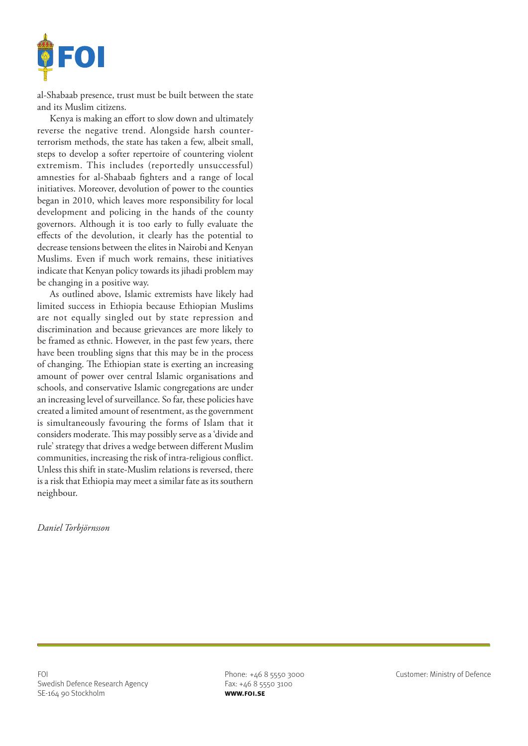al-Shabaab presence, trust must be built between the state and its Muslim citizens.

Kenya is making an effort to slow down and ultimately reverse the negative trend. Alongside harsh counter-terrorism methods, the state has taken a few, albeit small, steps to develop a softer repertoire of countering violent extremism. This includes (reportedly unsuccessful) amnesties for al-Shabaab fighters and a range of local initiatives. Moreover, devolution of power to the counties began in 2010, which leaves more responsibility for local development and policing in the hands of the county governors. Although it is too early to fully evaluate the effects of the devolution, it clearly has the potential to decrease tensions between the elites in Nairobi and Kenyan Muslims. Even if much work remains, these initiatives indicate that Kenyan policy towards its jihadi problem may be changing in a positive way.

As outlined above, Islamic extremists have likely had limited success in Ethiopia because Ethiopian Muslims are not equally singled out by state repression and discrimination and because grievances are more likely to be framed as ethnic. However, in the past few years, there have been troubling signs that this may be in the process of changing. The Ethiopian state is exerting an increasing amount of power over central Islamic organisations and schools, and conservative Islamic congregations are under an increasing level of surveillance. So far, these policies have created a limited amount of resentment, as the government is simultaneously favouring the forms of Islam that it considers moderate. This may possibly serve as a 'divide and rule' strategy that drives a wedge between different Muslim communities, increasing the risk of intra-religious conflict. Unless this shift in state-Muslim relations is reversed, there is a risk that Ethiopia may meet a similar fate as its southern neighbour.

*Daniel Torbjörnsson*

FOI
Swedish Defence Research Agency
SE-164 90 Stockholm

Phone: +46 8 5550 3000
Fax: +46 8 5550 3100
**www.foi.se**

Customer: Ministry of Defence